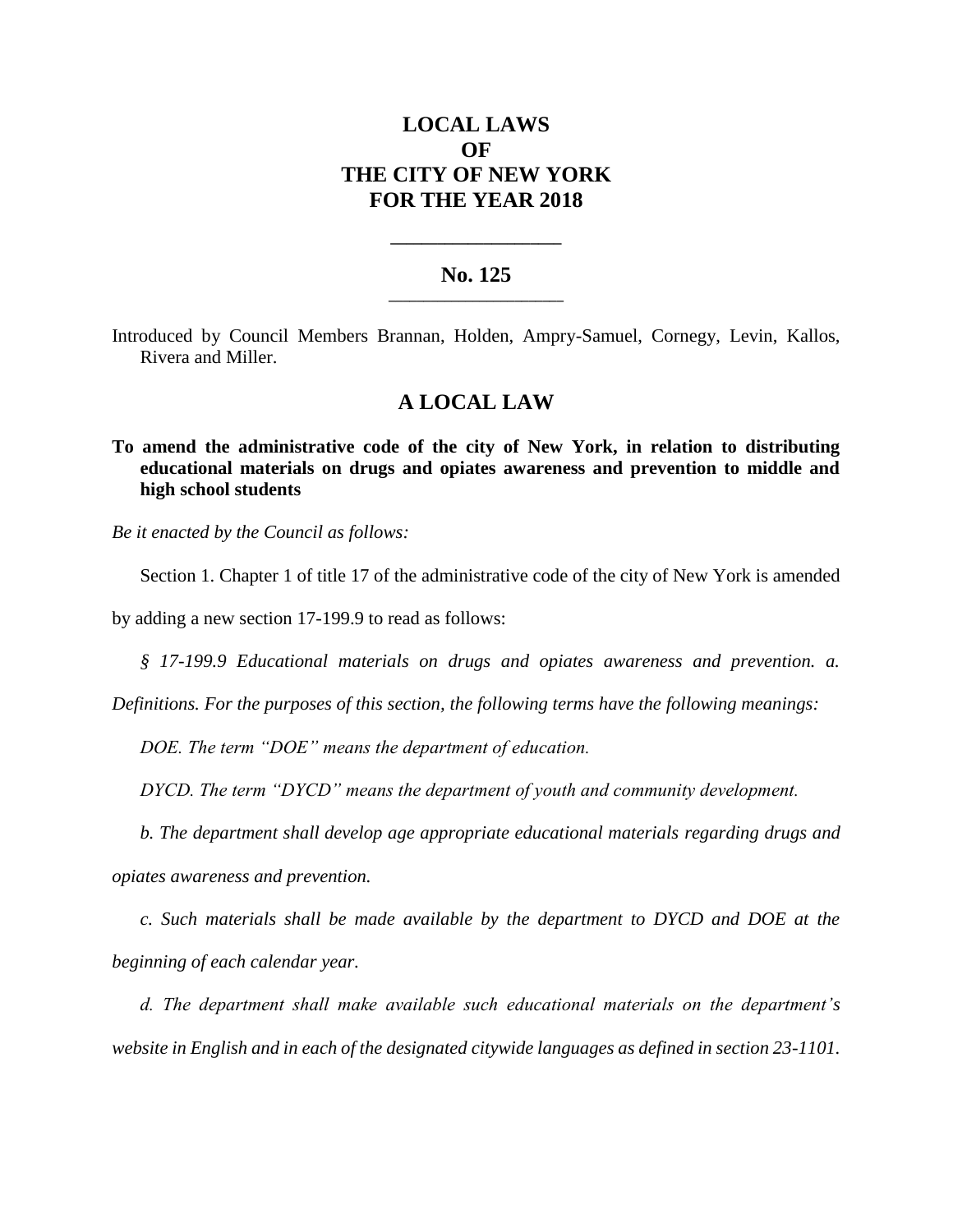# LOCAL LAWS
# OF
# THE CITY OF NEW YORK
# FOR THE YEAR 2018

---

## No. 125

---

Introduced by Council Members Brannan, Holden, Ampry-Samuel, Cornegy, Levin, Kallos, Rivera and Miller.

## A LOCAL LAW

**To amend the administrative code of the city of New York, in relation to distributing educational materials on drugs and opiates awareness and prevention to middle and high school students**

*Be it enacted by the Council as follows:*

Section 1. Chapter 1 of title 17 of the administrative code of the city of New York is amended by adding a new section 17-199.9 to read as follows:

*§ 17-199.9 Educational materials on drugs and opiates awareness and prevention. a. Definitions. For the purposes of this section, the following terms have the following meanings:*

*DOE. The term "DOE" means the department of education.*

*DYCD. The term "DYCD" means the department of youth and community development.*

*b. The department shall develop age appropriate educational materials regarding drugs and opiates awareness and prevention.*

*c. Such materials shall be made available by the department to DYCD and DOE at the beginning of each calendar year.*

*d. The department shall make available such educational materials on the department's website in English and in each of the designated citywide languages as defined in section 23-1101.*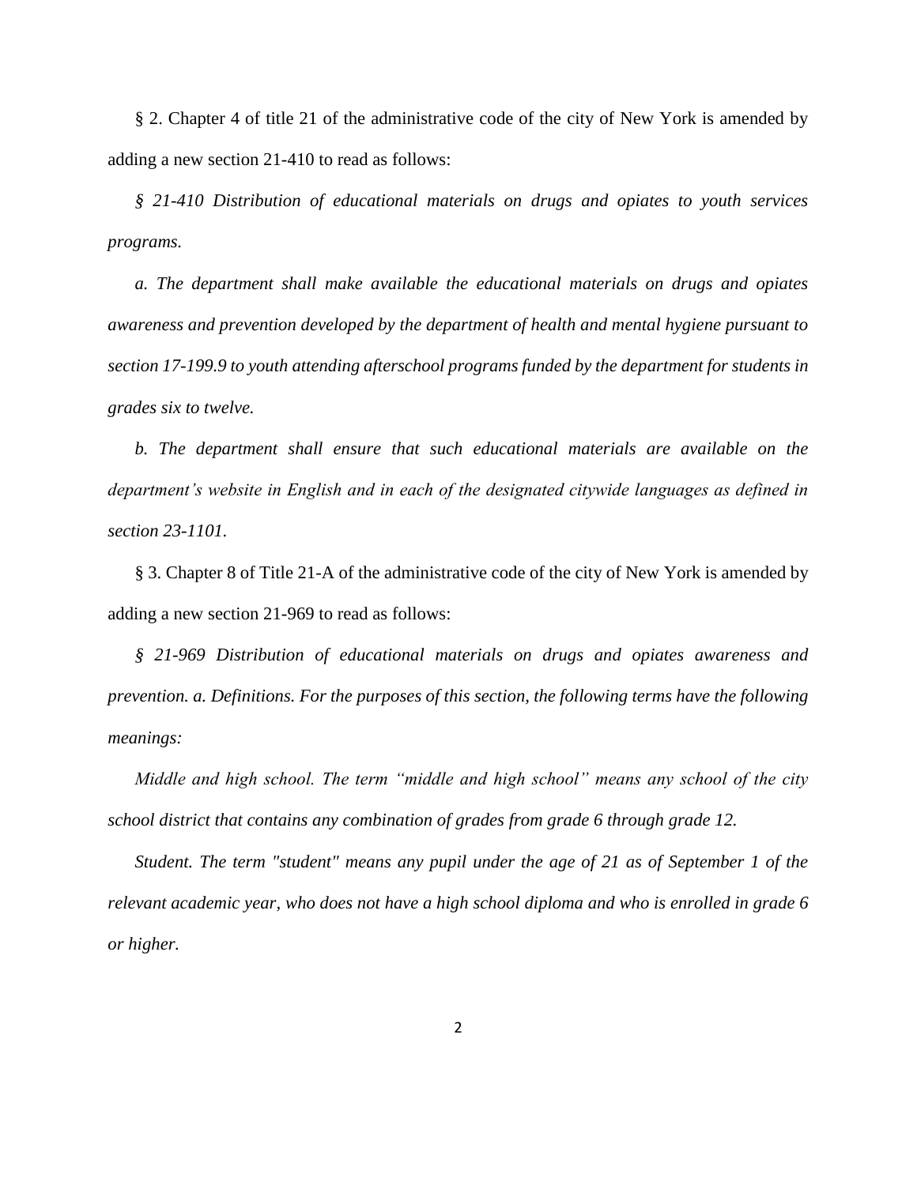§ 2. Chapter 4 of title 21 of the administrative code of the city of New York is amended by adding a new section 21-410 to read as follows:

*§ 21-410 Distribution of educational materials on drugs and opiates to youth services programs.*

*a. The department shall make available the educational materials on drugs and opiates awareness and prevention developed by the department of health and mental hygiene pursuant to section 17-199.9 to youth attending afterschool programs funded by the department for students in grades six to twelve.*

*b. The department shall ensure that such educational materials are available on the department's website in English and in each of the designated citywide languages as defined in section 23-1101.*

§ 3. Chapter 8 of Title 21-A of the administrative code of the city of New York is amended by adding a new section 21-969 to read as follows:

*§ 21-969 Distribution of educational materials on drugs and opiates awareness and prevention. a. Definitions. For the purposes of this section, the following terms have the following meanings:*

*Middle and high school. The term "middle and high school" means any school of the city school district that contains any combination of grades from grade 6 through grade 12.*

*Student. The term "student" means any pupil under the age of 21 as of September 1 of the relevant academic year, who does not have a high school diploma and who is enrolled in grade 6 or higher.*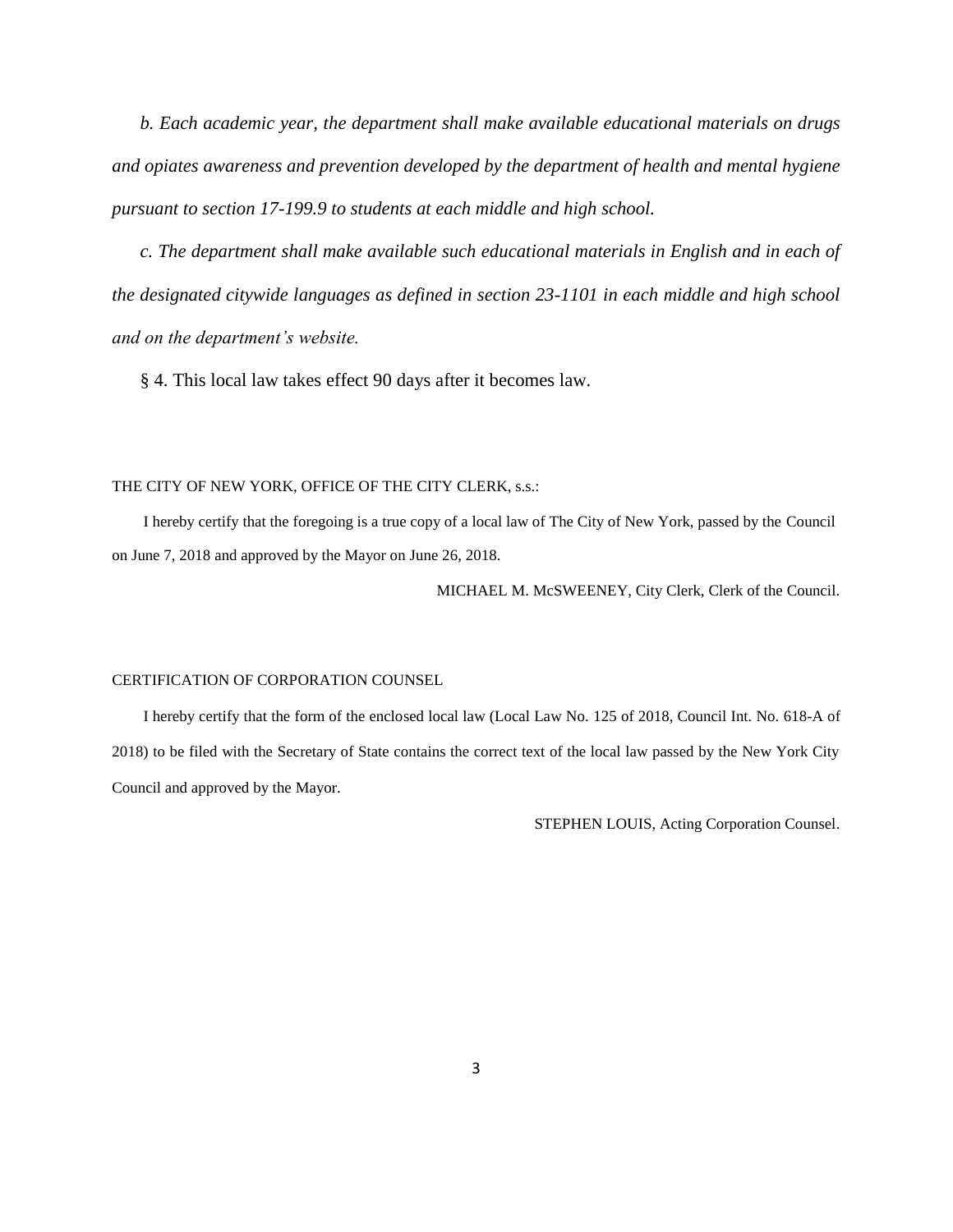*b. Each academic year, the department shall make available educational materials on drugs and opiates awareness and prevention developed by the department of health and mental hygiene pursuant to section 17-199.9 to students at each middle and high school.*

*c. The department shall make available such educational materials in English and in each of the designated citywide languages as defined in section 23-1101 in each middle and high school and on the department's website.*

§ 4. This local law takes effect 90 days after it becomes law.

THE CITY OF NEW YORK, OFFICE OF THE CITY CLERK, s.s.:

I hereby certify that the foregoing is a true copy of a local law of The City of New York, passed by the Council on June 7, 2018 and approved by the Mayor on June 26, 2018.

MICHAEL M. McSWEENEY, City Clerk, Clerk of the Council.

CERTIFICATION OF CORPORATION COUNSEL

I hereby certify that the form of the enclosed local law (Local Law No. 125 of 2018, Council Int. No. 618-A of 2018) to be filed with the Secretary of State contains the correct text of the local law passed by the New York City Council and approved by the Mayor.

STEPHEN LOUIS, Acting Corporation Counsel.